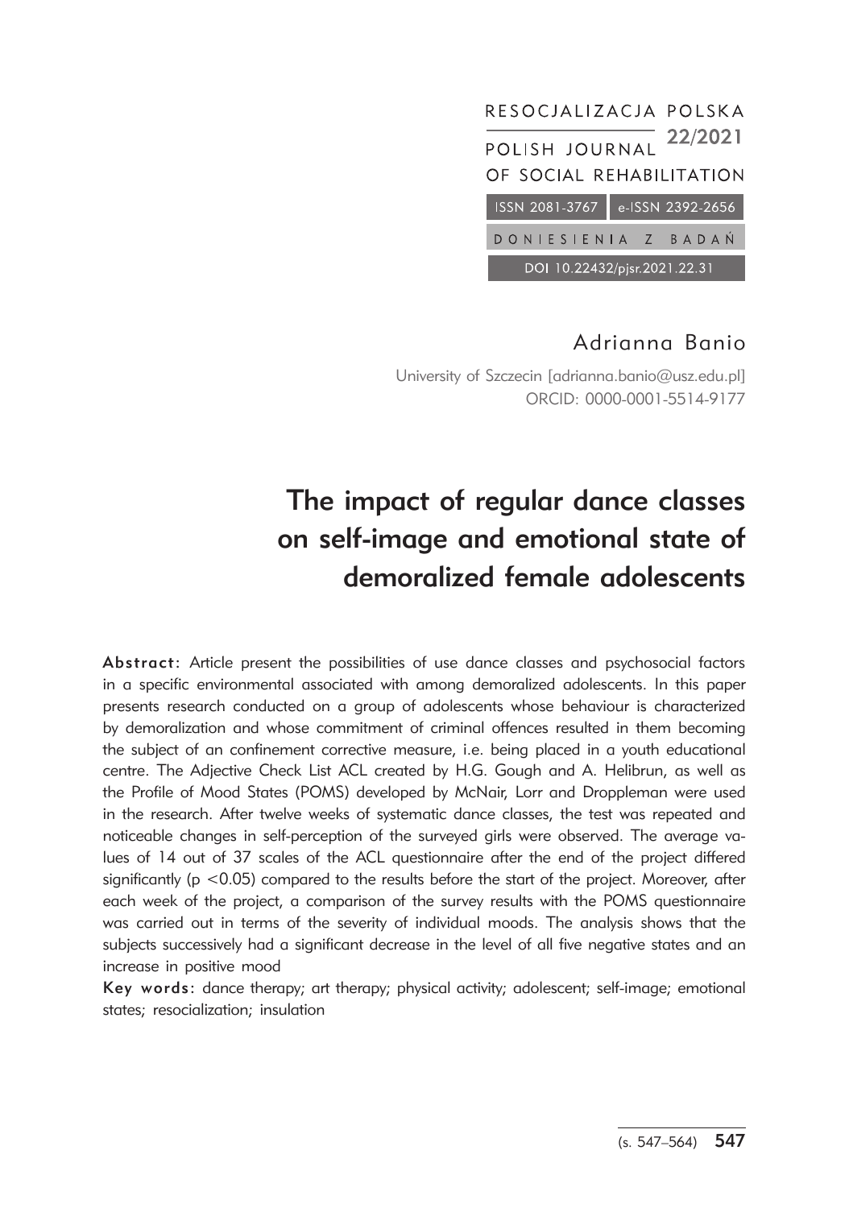RESOCJALIZACJA POLSKA 22/2021
POLISH JOURNAL OF SOCIAL REHABILITATION

ISSN 2081-3767 | e-ISSN 2392-2656

DONIESIENIA Z BADAŃ

DOI 10.22432/pjsr.2021.22.31

Adrianna Banio

University of Szczecin [adrianna.banio@usz.edu.pl]
ORCID: 0000-0001-5514-9177

# The impact of regular dance classes on self-image and emotional state of demoralized female adolescents

**Abstract:** Article present the possibilities of use dance classes and psychosocial factors in a specific environmental associated with among demoralized adolescents. In this paper presents research conducted on a group of adolescents whose behaviour is characterized by demoralization and whose commitment of criminal offences resulted in them becoming the subject of an confinement corrective measure, i.e. being placed in a youth educational centre. The Adjective Check List ACL created by H.G. Gough and A. Helibrun, as well as the Profile of Mood States (POMS) developed by McNair, Lorr and Droppleman were used in the research. After twelve weeks of systematic dance classes, the test was repeated and noticeable changes in self-perception of the surveyed girls were observed. The average values of 14 out of 37 scales of the ACL questionnaire after the end of the project differed significantly ($p < 0.05$) compared to the results before the start of the project. Moreover, after each week of the project, a comparison of the survey results with the POMS questionnaire was carried out in terms of the severity of individual moods. The analysis shows that the subjects successively had a significant decrease in the level of all five negative states and an increase in positive mood

**Key words:** dance therapy; art therapy; physical activity; adolescent; self-image; emotional states; resocialization; insulation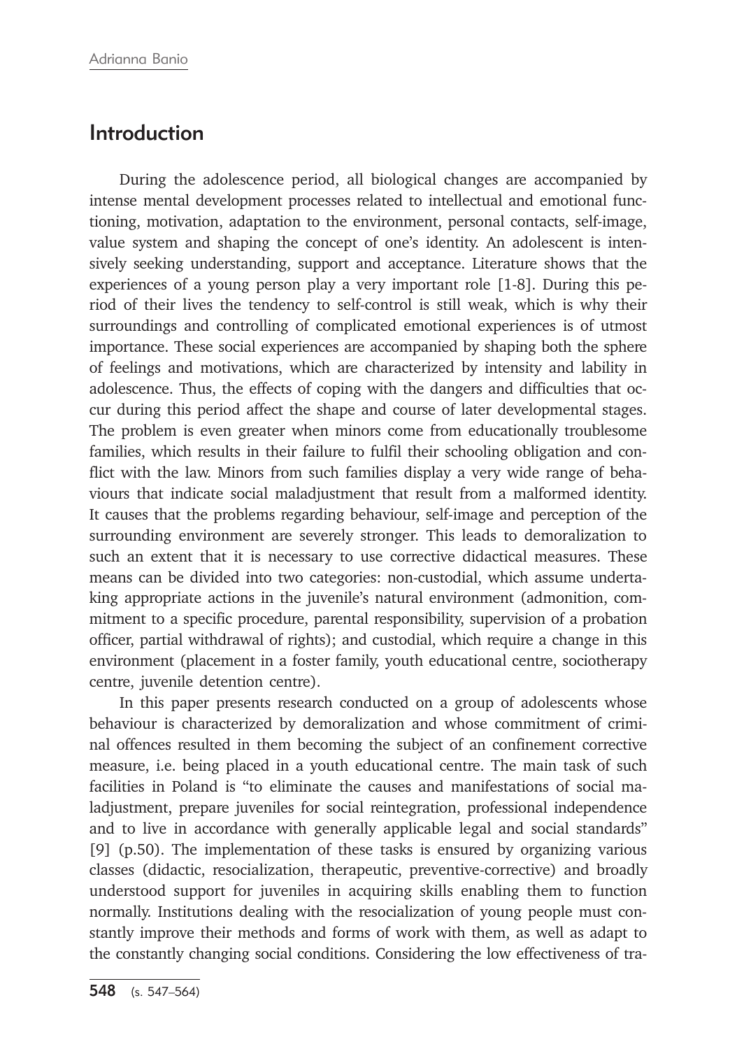## Introduction

During the adolescence period, all biological changes are accompanied by intense mental development processes related to intellectual and emotional functioning, motivation, adaptation to the environment, personal contacts, self-image, value system and shaping the concept of one's identity. An adolescent is intensively seeking understanding, support and acceptance. Literature shows that the experiences of a young person play a very important role [1-8]. During this period of their lives the tendency to self-control is still weak, which is why their surroundings and controlling of complicated emotional experiences is of utmost importance. These social experiences are accompanied by shaping both the sphere of feelings and motivations, which are characterized by intensity and lability in adolescence. Thus, the effects of coping with the dangers and difficulties that occur during this period affect the shape and course of later developmental stages. The problem is even greater when minors come from educationally troublesome families, which results in their failure to fulfil their schooling obligation and conflict with the law. Minors from such families display a very wide range of behaviours that indicate social maladjustment that result from a malformed identity. It causes that the problems regarding behaviour, self-image and perception of the surrounding environment are severely stronger. This leads to demoralization to such an extent that it is necessary to use corrective didactical measures. These means can be divided into two categories: non-custodial, which assume undertaking appropriate actions in the juvenile's natural environment (admonition, commitment to a specific procedure, parental responsibility, supervision of a probation officer, partial withdrawal of rights); and custodial, which require a change in this environment (placement in a foster family, youth educational centre, sociotherapy centre, juvenile detention centre).

In this paper presents research conducted on a group of adolescents whose behaviour is characterized by demoralization and whose commitment of criminal offences resulted in them becoming the subject of an confinement corrective measure, i.e. being placed in a youth educational centre. The main task of such facilities in Poland is "to eliminate the causes and manifestations of social maladjustment, prepare juveniles for social reintegration, professional independence and to live in accordance with generally applicable legal and social standards" [9] (p.50). The implementation of these tasks is ensured by organizing various classes (didactic, resocialization, therapeutic, preventive-corrective) and broadly understood support for juveniles in acquiring skills enabling them to function normally. Institutions dealing with the resocialization of young people must constantly improve their methods and forms of work with them, as well as adapt to the constantly changing social conditions. Considering the low effectiveness of tra-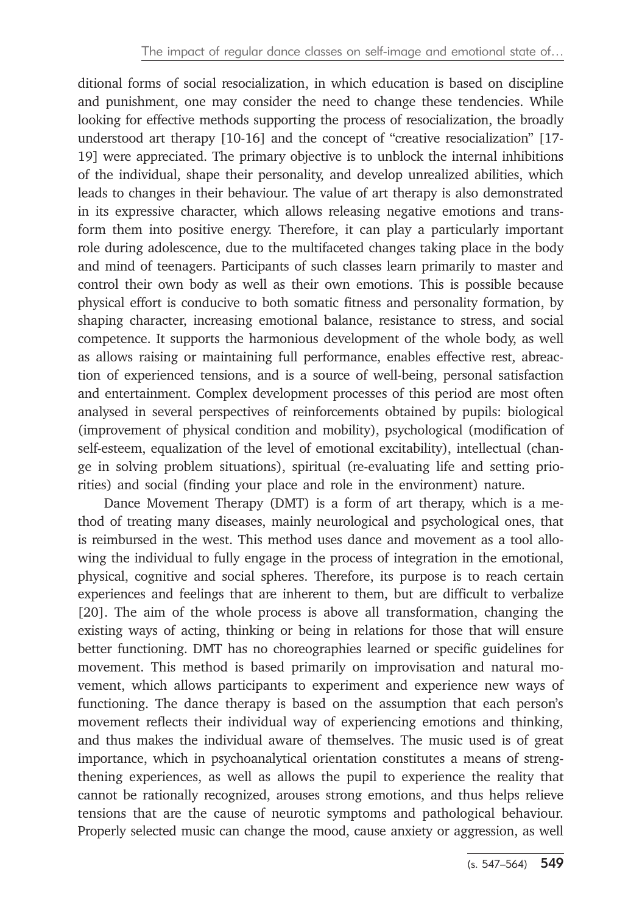ditional forms of social resocialization, in which education is based on discipline and punishment, one may consider the need to change these tendencies. While looking for effective methods supporting the process of resocialization, the broadly understood art therapy [10-16] and the concept of "creative resocialization" [17-19] were appreciated. The primary objective is to unblock the internal inhibitions of the individual, shape their personality, and develop unrealized abilities, which leads to changes in their behaviour. The value of art therapy is also demonstrated in its expressive character, which allows releasing negative emotions and transform them into positive energy. Therefore, it can play a particularly important role during adolescence, due to the multifaceted changes taking place in the body and mind of teenagers. Participants of such classes learn primarily to master and control their own body as well as their own emotions. This is possible because physical effort is conducive to both somatic fitness and personality formation, by shaping character, increasing emotional balance, resistance to stress, and social competence. It supports the harmonious development of the whole body, as well as allows raising or maintaining full performance, enables effective rest, abreaction of experienced tensions, and is a source of well-being, personal satisfaction and entertainment. Complex development processes of this period are most often analysed in several perspectives of reinforcements obtained by pupils: biological (improvement of physical condition and mobility), psychological (modification of self-esteem, equalization of the level of emotional excitability), intellectual (change in solving problem situations), spiritual (re-evaluating life and setting priorities) and social (finding your place and role in the environment) nature.

Dance Movement Therapy (DMT) is a form of art therapy, which is a method of treating many diseases, mainly neurological and psychological ones, that is reimbursed in the west. This method uses dance and movement as a tool allowing the individual to fully engage in the process of integration in the emotional, physical, cognitive and social spheres. Therefore, its purpose is to reach certain experiences and feelings that are inherent to them, but are difficult to verbalize [20]. The aim of the whole process is above all transformation, changing the existing ways of acting, thinking or being in relations for those that will ensure better functioning. DMT has no choreographies learned or specific guidelines for movement. This method is based primarily on improvisation and natural movement, which allows participants to experiment and experience new ways of functioning. The dance therapy is based on the assumption that each person's movement reflects their individual way of experiencing emotions and thinking, and thus makes the individual aware of themselves. The music used is of great importance, which in psychoanalytical orientation constitutes a means of strengthening experiences, as well as allows the pupil to experience the reality that cannot be rationally recognized, arouses strong emotions, and thus helps relieve tensions that are the cause of neurotic symptoms and pathological behaviour. Properly selected music can change the mood, cause anxiety or aggression, as well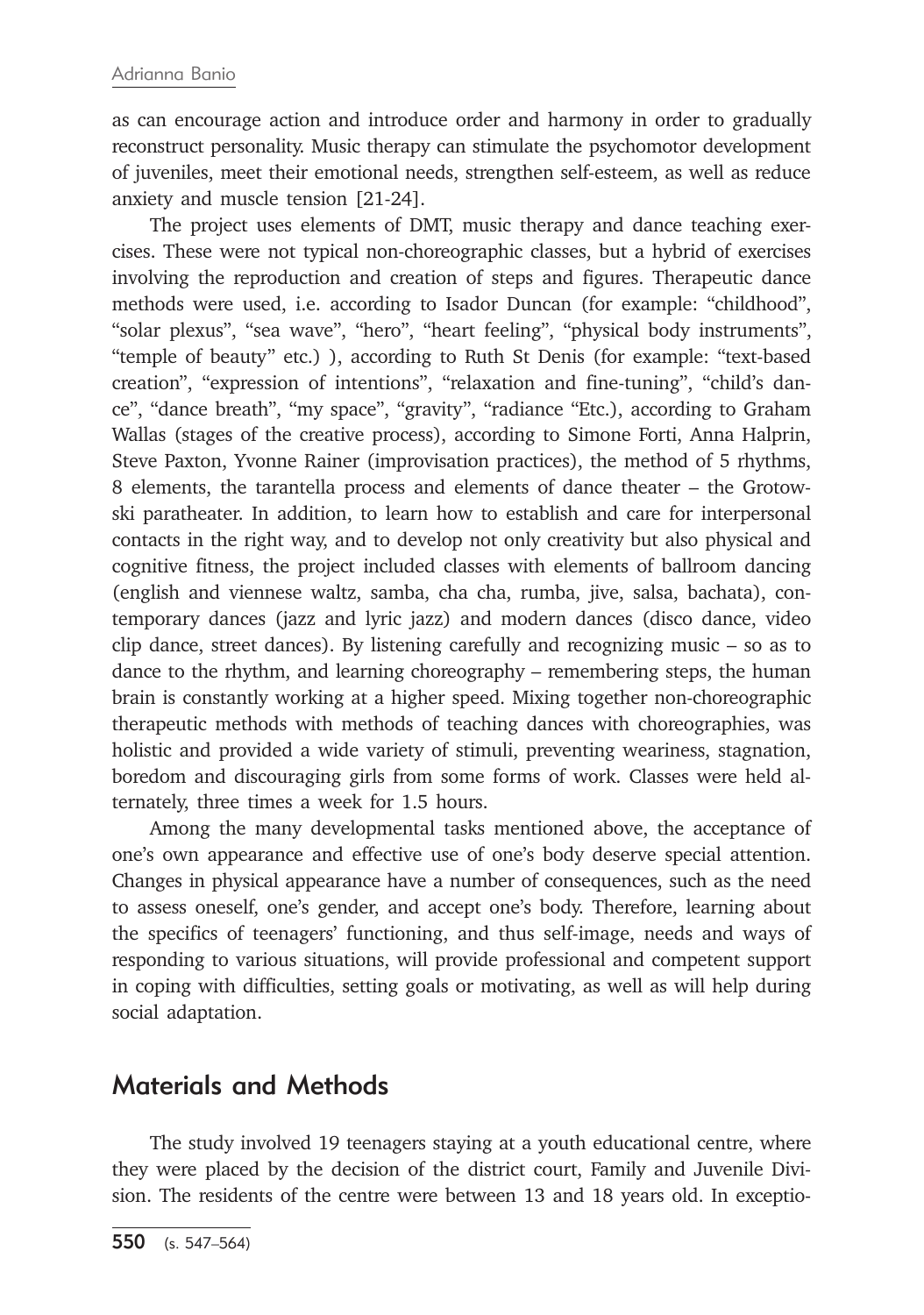as can encourage action and introduce order and harmony in order to gradually reconstruct personality. Music therapy can stimulate the psychomotor development of juveniles, meet their emotional needs, strengthen self-esteem, as well as reduce anxiety and muscle tension [21-24].

The project uses elements of DMT, music therapy and dance teaching exercises. These were not typical non-choreographic classes, but a hybrid of exercises involving the reproduction and creation of steps and figures. Therapeutic dance methods were used, i.e. according to Isador Duncan (for example: "childhood", "solar plexus", "sea wave", "hero", "heart feeling", "physical body instruments", "temple of beauty" etc.) ), according to Ruth St Denis (for example: "text-based creation", "expression of intentions", "relaxation and fine-tuning", "child's dance", "dance breath", "my space", "gravity", "radiance "Etc.), according to Graham Wallas (stages of the creative process), according to Simone Forti, Anna Halprin, Steve Paxton, Yvonne Rainer (improvisation practices), the method of 5 rhythms, 8 elements, the tarantella process and elements of dance theater – the Grotowski paratheater. In addition, to learn how to establish and care for interpersonal contacts in the right way, and to develop not only creativity but also physical and cognitive fitness, the project included classes with elements of ballroom dancing (english and viennese waltz, samba, cha cha, rumba, jive, salsa, bachata), contemporary dances (jazz and lyric jazz) and modern dances (disco dance, video clip dance, street dances). By listening carefully and recognizing music – so as to dance to the rhythm, and learning choreography – remembering steps, the human brain is constantly working at a higher speed. Mixing together non-choreographic therapeutic methods with methods of teaching dances with choreographies, was holistic and provided a wide variety of stimuli, preventing weariness, stagnation, boredom and discouraging girls from some forms of work. Classes were held alternately, three times a week for 1.5 hours.

Among the many developmental tasks mentioned above, the acceptance of one's own appearance and effective use of one's body deserve special attention. Changes in physical appearance have a number of consequences, such as the need to assess oneself, one's gender, and accept one's body. Therefore, learning about the specifics of teenagers' functioning, and thus self-image, needs and ways of responding to various situations, will provide professional and competent support in coping with difficulties, setting goals or motivating, as well as will help during social adaptation.

## Materials and Methods

The study involved 19 teenagers staying at a youth educational centre, where they were placed by the decision of the district court, Family and Juvenile Division. The residents of the centre were between 13 and 18 years old. In exceptio-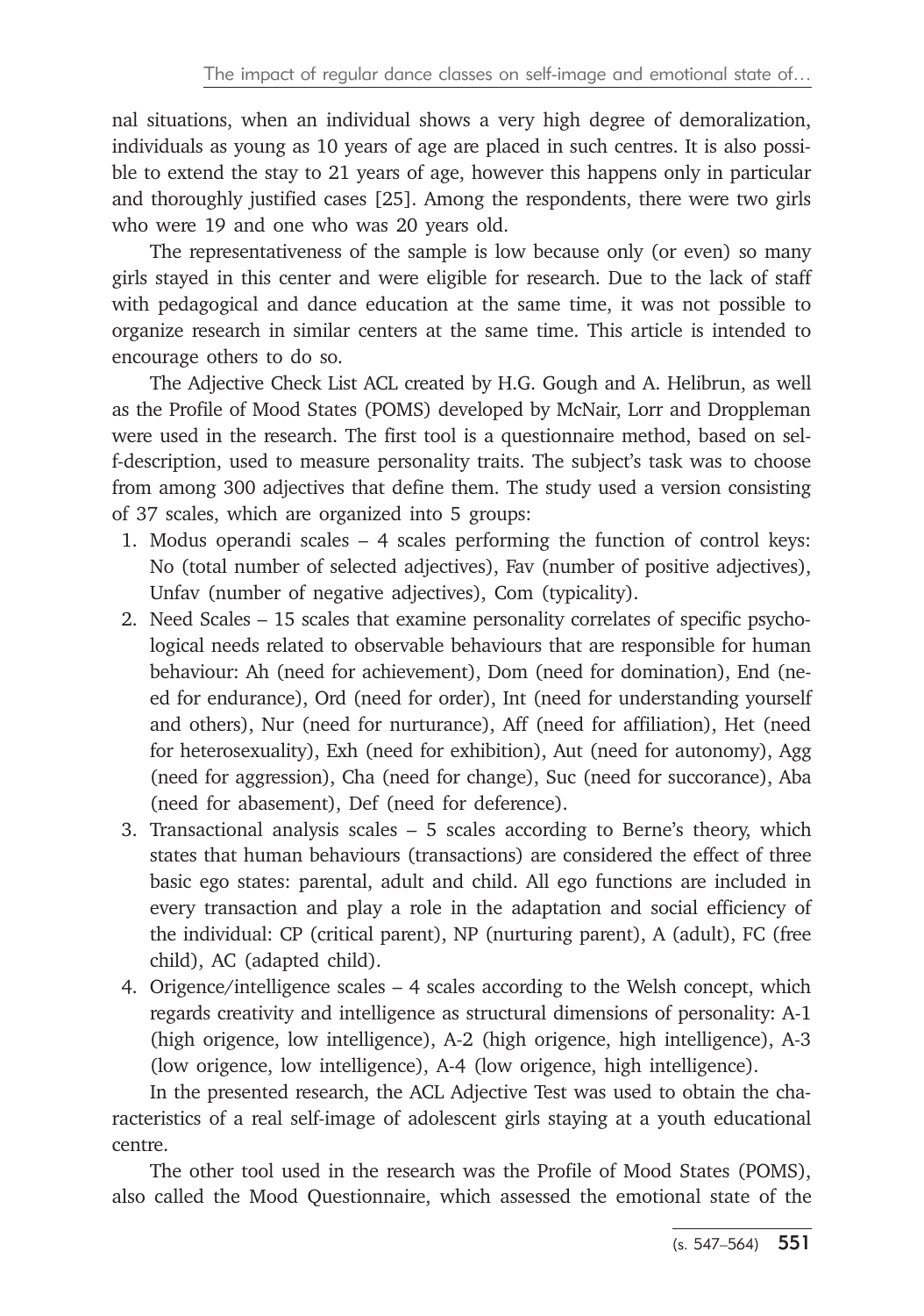nal situations, when an individual shows a very high degree of demoralization, individuals as young as 10 years of age are placed in such centres. It is also possible to extend the stay to 21 years of age, however this happens only in particular and thoroughly justified cases [25]. Among the respondents, there were two girls who were 19 and one who was 20 years old.

The representativeness of the sample is low because only (or even) so many girls stayed in this center and were eligible for research. Due to the lack of staff with pedagogical and dance education at the same time, it was not possible to organize research in similar centers at the same time. This article is intended to encourage others to do so.

The Adjective Check List ACL created by H.G. Gough and A. Helibrun, as well as the Profile of Mood States (POMS) developed by McNair, Lorr and Droppleman were used in the research. The first tool is a questionnaire method, based on self-description, used to measure personality traits. The subject's task was to choose from among 300 adjectives that define them. The study used a version consisting of 37 scales, which are organized into 5 groups:

1. Modus operandi scales – 4 scales performing the function of control keys: No (total number of selected adjectives), Fav (number of positive adjectives), Unfav (number of negative adjectives), Com (typicality).
2. Need Scales – 15 scales that examine personality correlates of specific psychological needs related to observable behaviours that are responsible for human behaviour: Ah (need for achievement), Dom (need for domination), End (need for endurance), Ord (need for order), Int (need for understanding yourself and others), Nur (need for nurturance), Aff (need for affiliation), Het (need for heterosexuality), Exh (need for exhibition), Aut (need for autonomy), Agg (need for aggression), Cha (need for change), Suc (need for succorance), Aba (need for abasement), Def (need for deference).
3. Transactional analysis scales – 5 scales according to Berne's theory, which states that human behaviours (transactions) are considered the effect of three basic ego states: parental, adult and child. All ego functions are included in every transaction and play a role in the adaptation and social efficiency of the individual: CP (critical parent), NP (nurturing parent), A (adult), FC (free child), AC (adapted child).
4. Origence/intelligence scales – 4 scales according to the Welsh concept, which regards creativity and intelligence as structural dimensions of personality: A-1 (high origence, low intelligence), A-2 (high origence, high intelligence), A-3 (low origence, low intelligence), A-4 (low origence, high intelligence).

In the presented research, the ACL Adjective Test was used to obtain the characteristics of a real self-image of adolescent girls staying at a youth educational centre.

The other tool used in the research was the Profile of Mood States (POMS), also called the Mood Questionnaire, which assessed the emotional state of the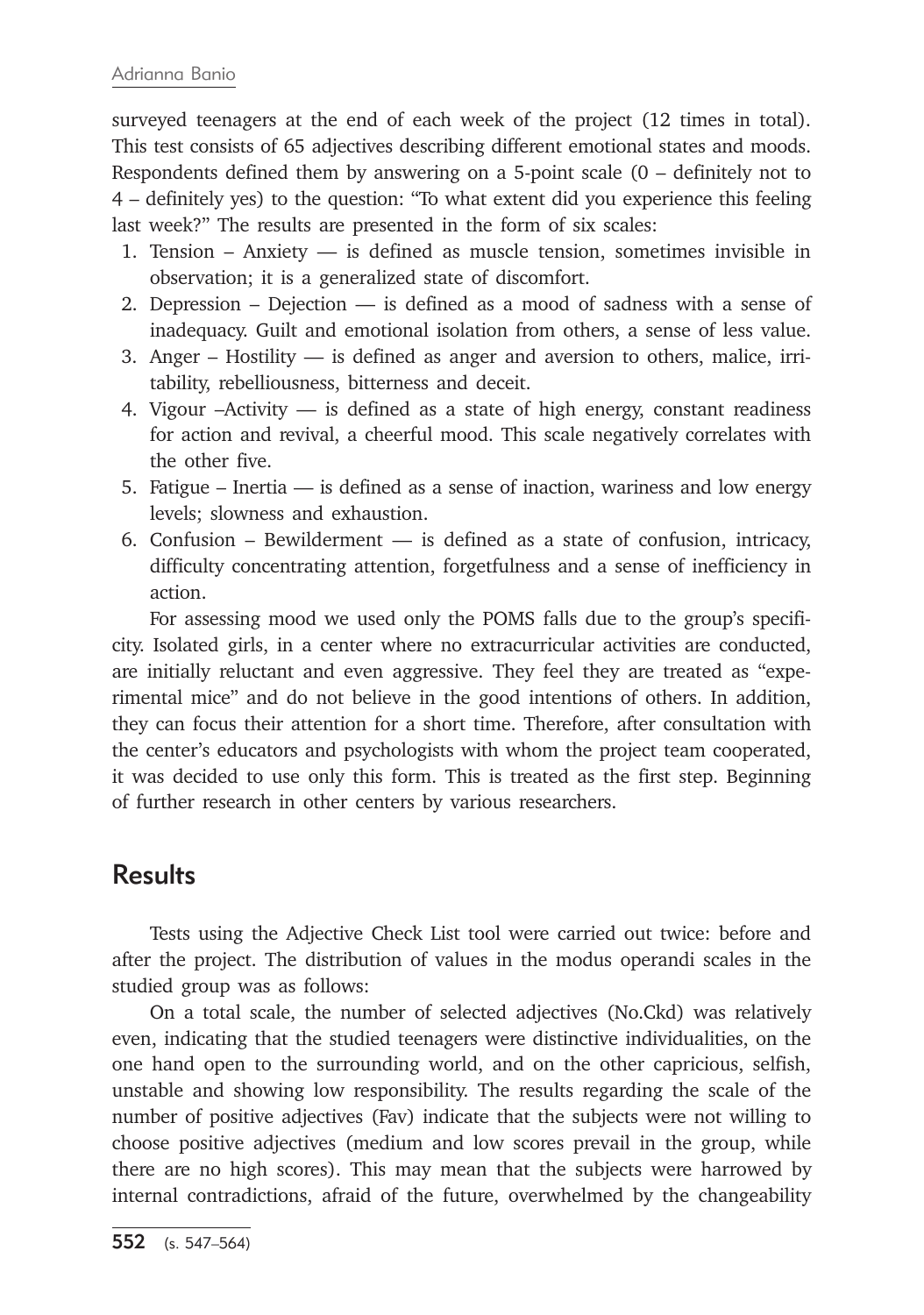surveyed teenagers at the end of each week of the project (12 times in total). This test consists of 65 adjectives describing different emotional states and moods. Respondents defined them by answering on a 5-point scale (0 – definitely not to 4 – definitely yes) to the question: "To what extent did you experience this feeling last week?" The results are presented in the form of six scales:

1. Tension – Anxiety — is defined as muscle tension, sometimes invisible in observation; it is a generalized state of discomfort.
2. Depression – Dejection — is defined as a mood of sadness with a sense of inadequacy. Guilt and emotional isolation from others, a sense of less value.
3. Anger – Hostility — is defined as anger and aversion to others, malice, irritability, rebelliousness, bitterness and deceit.
4. Vigour –Activity — is defined as a state of high energy, constant readiness for action and revival, a cheerful mood. This scale negatively correlates with the other five.
5. Fatigue – Inertia — is defined as a sense of inaction, wariness and low energy levels; slowness and exhaustion.
6. Confusion – Bewilderment — is defined as a state of confusion, intricacy, difficulty concentrating attention, forgetfulness and a sense of inefficiency in action.

For assessing mood we used only the POMS falls due to the group's specificity. Isolated girls, in a center where no extracurricular activities are conducted, are initially reluctant and even aggressive. They feel they are treated as "experimental mice" and do not believe in the good intentions of others. In addition, they can focus their attention for a short time. Therefore, after consultation with the center's educators and psychologists with whom the project team cooperated, it was decided to use only this form. This is treated as the first step. Beginning of further research in other centers by various researchers.

## Results

Tests using the Adjective Check List tool were carried out twice: before and after the project. The distribution of values in the modus operandi scales in the studied group was as follows:

On a total scale, the number of selected adjectives (No.Ckd) was relatively even, indicating that the studied teenagers were distinctive individualities, on the one hand open to the surrounding world, and on the other capricious, selfish, unstable and showing low responsibility. The results regarding the scale of the number of positive adjectives (Fav) indicate that the subjects were not willing to choose positive adjectives (medium and low scores prevail in the group, while there are no high scores). This may mean that the subjects were harrowed by internal contradictions, afraid of the future, overwhelmed by the changeability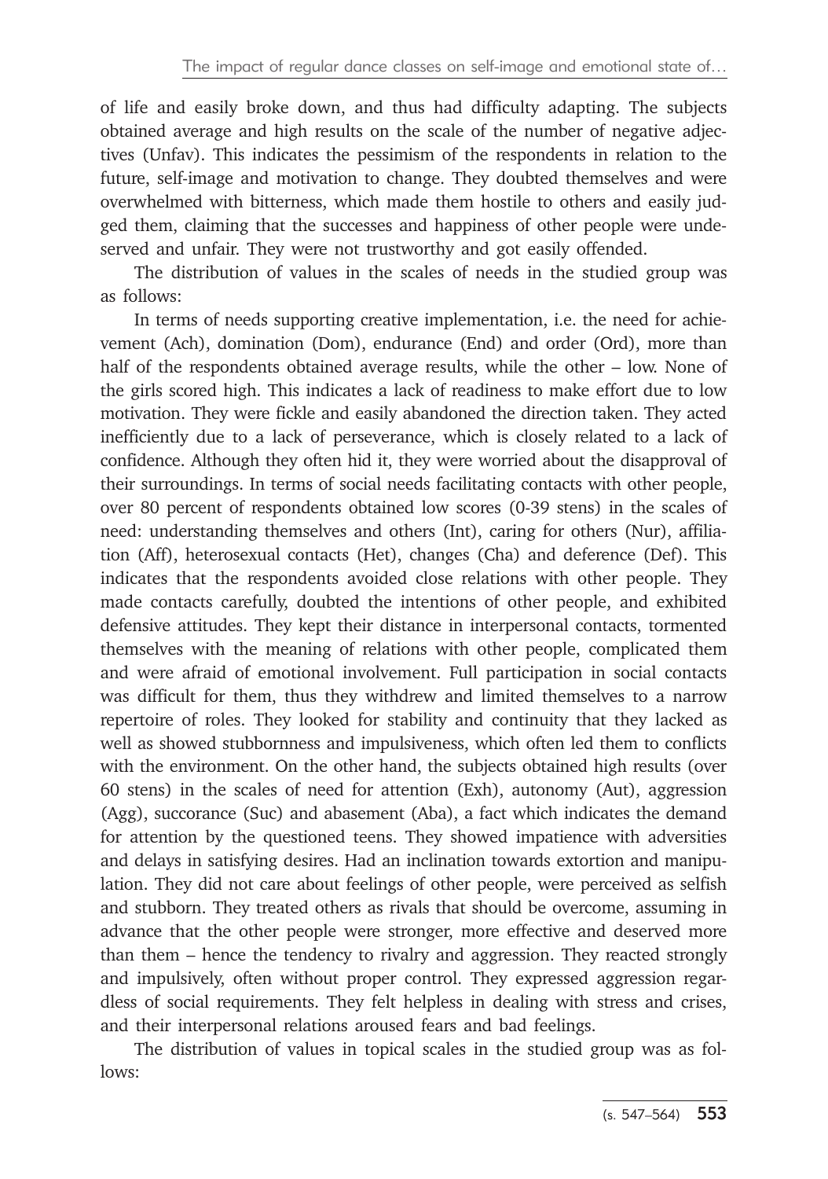of life and easily broke down, and thus had difficulty adapting. The subjects obtained average and high results on the scale of the number of negative adjectives (Unfav). This indicates the pessimism of the respondents in relation to the future, self-image and motivation to change. They doubted themselves and were overwhelmed with bitterness, which made them hostile to others and easily judged them, claiming that the successes and happiness of other people were undeserved and unfair. They were not trustworthy and got easily offended.

The distribution of values in the scales of needs in the studied group was as follows:

In terms of needs supporting creative implementation, i.e. the need for achievement (Ach), domination (Dom), endurance (End) and order (Ord), more than half of the respondents obtained average results, while the other – low. None of the girls scored high. This indicates a lack of readiness to make effort due to low motivation. They were fickle and easily abandoned the direction taken. They acted inefficiently due to a lack of perseverance, which is closely related to a lack of confidence. Although they often hid it, they were worried about the disapproval of their surroundings. In terms of social needs facilitating contacts with other people, over 80 percent of respondents obtained low scores (0-39 stens) in the scales of need: understanding themselves and others (Int), caring for others (Nur), affiliation (Aff), heterosexual contacts (Het), changes (Cha) and deference (Def). This indicates that the respondents avoided close relations with other people. They made contacts carefully, doubted the intentions of other people, and exhibited defensive attitudes. They kept their distance in interpersonal contacts, tormented themselves with the meaning of relations with other people, complicated them and were afraid of emotional involvement. Full participation in social contacts was difficult for them, thus they withdrew and limited themselves to a narrow repertoire of roles. They looked for stability and continuity that they lacked as well as showed stubbornness and impulsiveness, which often led them to conflicts with the environment. On the other hand, the subjects obtained high results (over 60 stens) in the scales of need for attention (Exh), autonomy (Aut), aggression (Agg), succorance (Suc) and abasement (Aba), a fact which indicates the demand for attention by the questioned teens. They showed impatience with adversities and delays in satisfying desires. Had an inclination towards extortion and manipulation. They did not care about feelings of other people, were perceived as selfish and stubborn. They treated others as rivals that should be overcome, assuming in advance that the other people were stronger, more effective and deserved more than them – hence the tendency to rivalry and aggression. They reacted strongly and impulsively, often without proper control. They expressed aggression regardless of social requirements. They felt helpless in dealing with stress and crises, and their interpersonal relations aroused fears and bad feelings.

The distribution of values in topical scales in the studied group was as follows: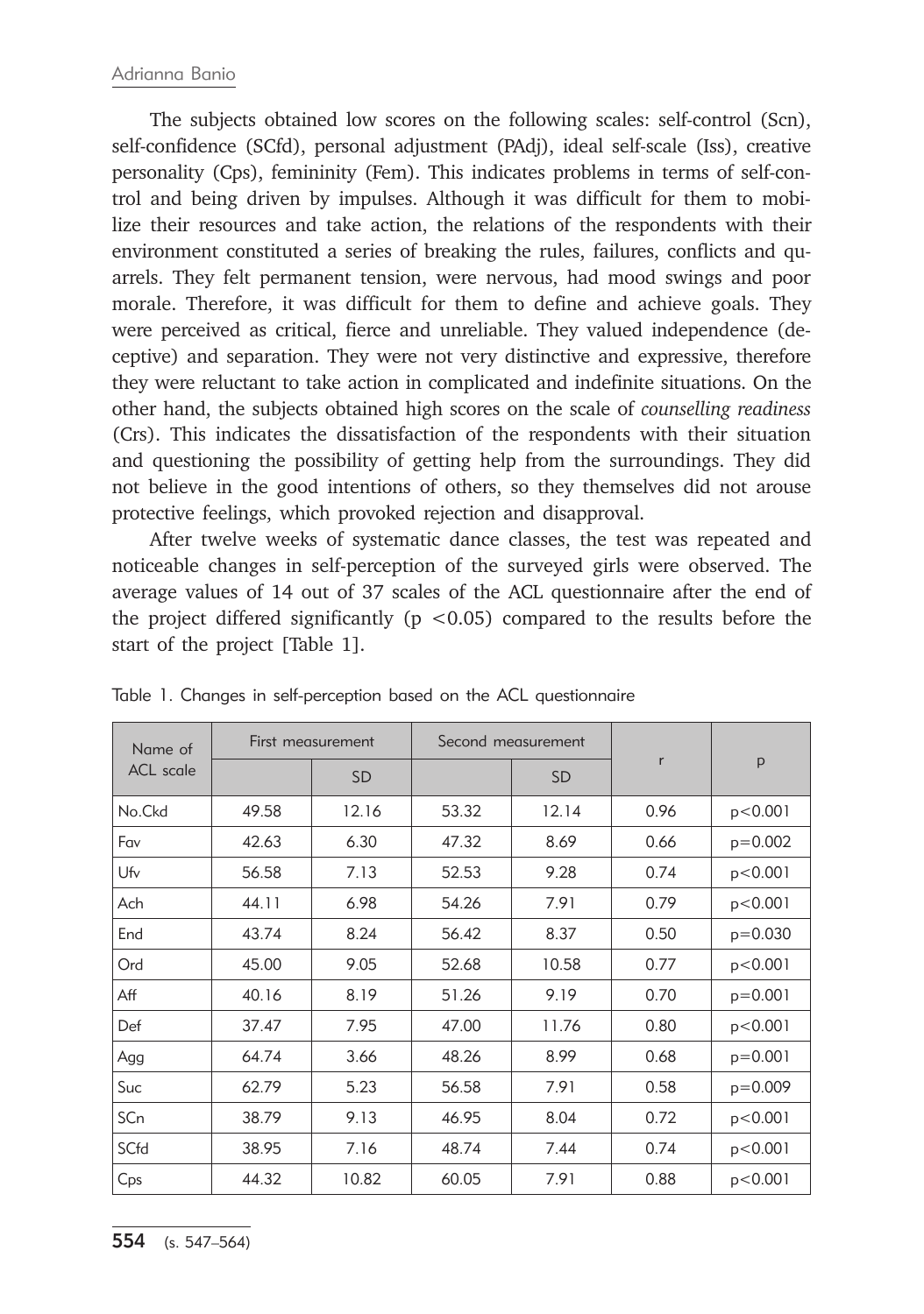The subjects obtained low scores on the following scales: self-control (Scn), self-confidence (SCfd), personal adjustment (PAdj), ideal self-scale (Iss), creative personality (Cps), femininity (Fem). This indicates problems in terms of self-control and being driven by impulses. Although it was difficult for them to mobilize their resources and take action, the relations of the respondents with their environment constituted a series of breaking the rules, failures, conflicts and quarrels. They felt permanent tension, were nervous, had mood swings and poor morale. Therefore, it was difficult for them to define and achieve goals. They were perceived as critical, fierce and unreliable. They valued independence (deceptive) and separation. They were not very distinctive and expressive, therefore they were reluctant to take action in complicated and indefinite situations. On the other hand, the subjects obtained high scores on the scale of *counselling readiness* (Crs). This indicates the dissatisfaction of the respondents with their situation and questioning the possibility of getting help from the surroundings. They did not believe in the good intentions of others, so they themselves did not arouse protective feelings, which provoked rejection and disapproval.

After twelve weeks of systematic dance classes, the test was repeated and noticeable changes in self-perception of the surveyed girls were observed. The average values of 14 out of 37 scales of the ACL questionnaire after the end of the project differed significantly ($p < 0.05$) compared to the results before the start of the project [Table 1].

Table 1. Changes in self-perception based on the ACL questionnaire

| Name of ACL scale | First measurement | | Second measurement | | r | p |
|---|---|---|---|---|---|---|
| | | SD | | SD | | |
| No.Ckd | 49.58 | 12.16 | 53.32 | 12.14 | 0.96 | p<0.001 |
| Fav | 42.63 | 6.30 | 47.32 | 8.69 | 0.66 | p=0.002 |
| Ufv | 56.58 | 7.13 | 52.53 | 9.28 | 0.74 | p<0.001 |
| Ach | 44.11 | 6.98 | 54.26 | 7.91 | 0.79 | p<0.001 |
| End | 43.74 | 8.24 | 56.42 | 8.37 | 0.50 | p=0.030 |
| Ord | 45.00 | 9.05 | 52.68 | 10.58 | 0.77 | p<0.001 |
| Aff | 40.16 | 8.19 | 51.26 | 9.19 | 0.70 | p=0.001 |
| Def | 37.47 | 7.95 | 47.00 | 11.76 | 0.80 | p<0.001 |
| Agg | 64.74 | 3.66 | 48.26 | 8.99 | 0.68 | p=0.001 |
| Suc | 62.79 | 5.23 | 56.58 | 7.91 | 0.58 | p=0.009 |
| SCn | 38.79 | 9.13 | 46.95 | 8.04 | 0.72 | p<0.001 |
| SCfd | 38.95 | 7.16 | 48.74 | 7.44 | 0.74 | p<0.001 |
| Cps | 44.32 | 10.82 | 60.05 | 7.91 | 0.88 | p<0.001 |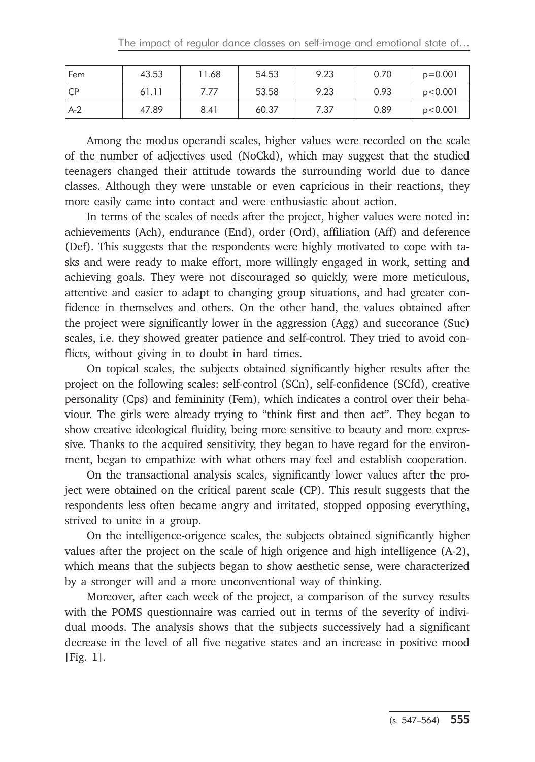| | | | | | | |
|---|---|---|---|---|---|---|
| Fem | 43.53 | 11.68 | 54.53 | 9.23 | 0.70 | p=0.001 |
| CP | 61.11 | 7.77 | 53.58 | 9.23 | 0.93 | p<0.001 |
| A-2 | 47.89 | 8.41 | 60.37 | 7.37 | 0.89 | p<0.001 |

Among the modus operandi scales, higher values were recorded on the scale of the number of adjectives used (NoCkd), which may suggest that the studied teenagers changed their attitude towards the surrounding world due to dance classes. Although they were unstable or even capricious in their reactions, they more easily came into contact and were enthusiastic about action.

In terms of the scales of needs after the project, higher values were noted in: achievements (Ach), endurance (End), order (Ord), affiliation (Aff) and deference (Def). This suggests that the respondents were highly motivated to cope with tasks and were ready to make effort, more willingly engaged in work, setting and achieving goals. They were not discouraged so quickly, were more meticulous, attentive and easier to adapt to changing group situations, and had greater confidence in themselves and others. On the other hand, the values obtained after the project were significantly lower in the aggression (Agg) and succorance (Suc) scales, i.e. they showed greater patience and self-control. They tried to avoid conflicts, without giving in to doubt in hard times.

On topical scales, the subjects obtained significantly higher results after the project on the following scales: self-control (SCn), self-confidence (SCfd), creative personality (Cps) and femininity (Fem), which indicates a control over their behaviour. The girls were already trying to "think first and then act". They began to show creative ideological fluidity, being more sensitive to beauty and more expressive. Thanks to the acquired sensitivity, they began to have regard for the environment, began to empathize with what others may feel and establish cooperation.

On the transactional analysis scales, significantly lower values after the project were obtained on the critical parent scale (CP). This result suggests that the respondents less often became angry and irritated, stopped opposing everything, strived to unite in a group.

On the intelligence-origence scales, the subjects obtained significantly higher values after the project on the scale of high origence and high intelligence (A-2), which means that the subjects began to show aesthetic sense, were characterized by a stronger will and a more unconventional way of thinking.

Moreover, after each week of the project, a comparison of the survey results with the POMS questionnaire was carried out in terms of the severity of individual moods. The analysis shows that the subjects successively had a significant decrease in the level of all five negative states and an increase in positive mood [Fig. 1].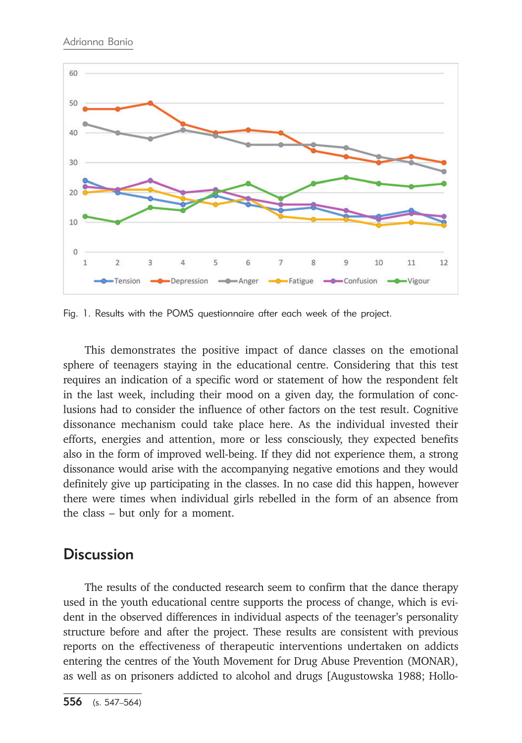Fig. 1. Results with the POMS questionnaire after each week of the project.

This demonstrates the positive impact of dance classes on the emotional sphere of teenagers staying in the educational centre. Considering that this test requires an indication of a specific word or statement of how the respondent felt in the last week, including their mood on a given day, the formulation of conclusions had to consider the influence of other factors on the test result. Cognitive dissonance mechanism could take place here. As the individual invested their efforts, energies and attention, more or less consciously, they expected benefits also in the form of improved well-being. If they did not experience them, a strong dissonance would arise with the accompanying negative emotions and they would definitely give up participating in the classes. In no case did this happen, however there were times when individual girls rebelled in the form of an absence from the class – but only for a moment.

## Discussion

The results of the conducted research seem to confirm that the dance therapy used in the youth educational centre supports the process of change, which is evident in the observed differences in individual aspects of the teenager's personality structure before and after the project. These results are consistent with previous reports on the effectiveness of therapeutic interventions undertaken on addicts entering the centres of the Youth Movement for Drug Abuse Prevention (MONAR), as well as on prisoners addicted to alcohol and drugs [Augustowska 1988; Hollo-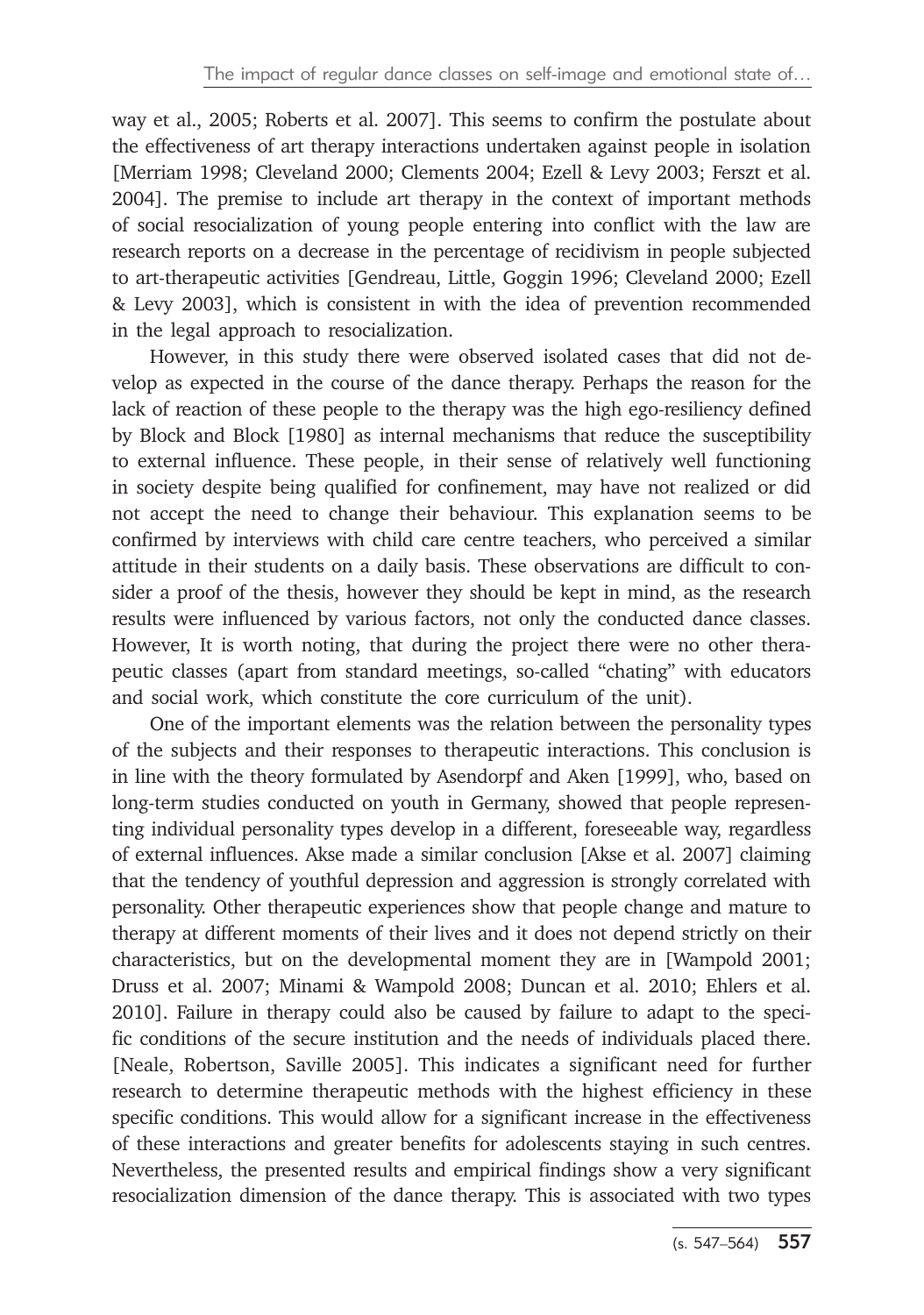way et al., 2005; Roberts et al. 2007]. This seems to confirm the postulate about the effectiveness of art therapy interactions undertaken against people in isolation [Merriam 1998; Cleveland 2000; Clements 2004; Ezell & Levy 2003; Ferszt et al. 2004]. The premise to include art therapy in the context of important methods of social resocialization of young people entering into conflict with the law are research reports on a decrease in the percentage of recidivism in people subjected to art-therapeutic activities [Gendreau, Little, Goggin 1996; Cleveland 2000; Ezell & Levy 2003], which is consistent in with the idea of prevention recommended in the legal approach to resocialization.

However, in this study there were observed isolated cases that did not develop as expected in the course of the dance therapy. Perhaps the reason for the lack of reaction of these people to the therapy was the high ego-resiliency defined by Block and Block [1980] as internal mechanisms that reduce the susceptibility to external influence. These people, in their sense of relatively well functioning in society despite being qualified for confinement, may have not realized or did not accept the need to change their behaviour. This explanation seems to be confirmed by interviews with child care centre teachers, who perceived a similar attitude in their students on a daily basis. These observations are difficult to consider a proof of the thesis, however they should be kept in mind, as the research results were influenced by various factors, not only the conducted dance classes. However, It is worth noting, that during the project there were no other therapeutic classes (apart from standard meetings, so-called "chating" with educators and social work, which constitute the core curriculum of the unit).

One of the important elements was the relation between the personality types of the subjects and their responses to therapeutic interactions. This conclusion is in line with the theory formulated by Asendorpf and Aken [1999], who, based on long-term studies conducted on youth in Germany, showed that people representing individual personality types develop in a different, foreseeable way, regardless of external influences. Akse made a similar conclusion [Akse et al. 2007] claiming that the tendency of youthful depression and aggression is strongly correlated with personality. Other therapeutic experiences show that people change and mature to therapy at different moments of their lives and it does not depend strictly on their characteristics, but on the developmental moment they are in [Wampold 2001; Druss et al. 2007; Minami & Wampold 2008; Duncan et al. 2010; Ehlers et al. 2010]. Failure in therapy could also be caused by failure to adapt to the specific conditions of the secure institution and the needs of individuals placed there. [Neale, Robertson, Saville 2005]. This indicates a significant need for further research to determine therapeutic methods with the highest efficiency in these specific conditions. This would allow for a significant increase in the effectiveness of these interactions and greater benefits for adolescents staying in such centres. Nevertheless, the presented results and empirical findings show a very significant resocialization dimension of the dance therapy. This is associated with two types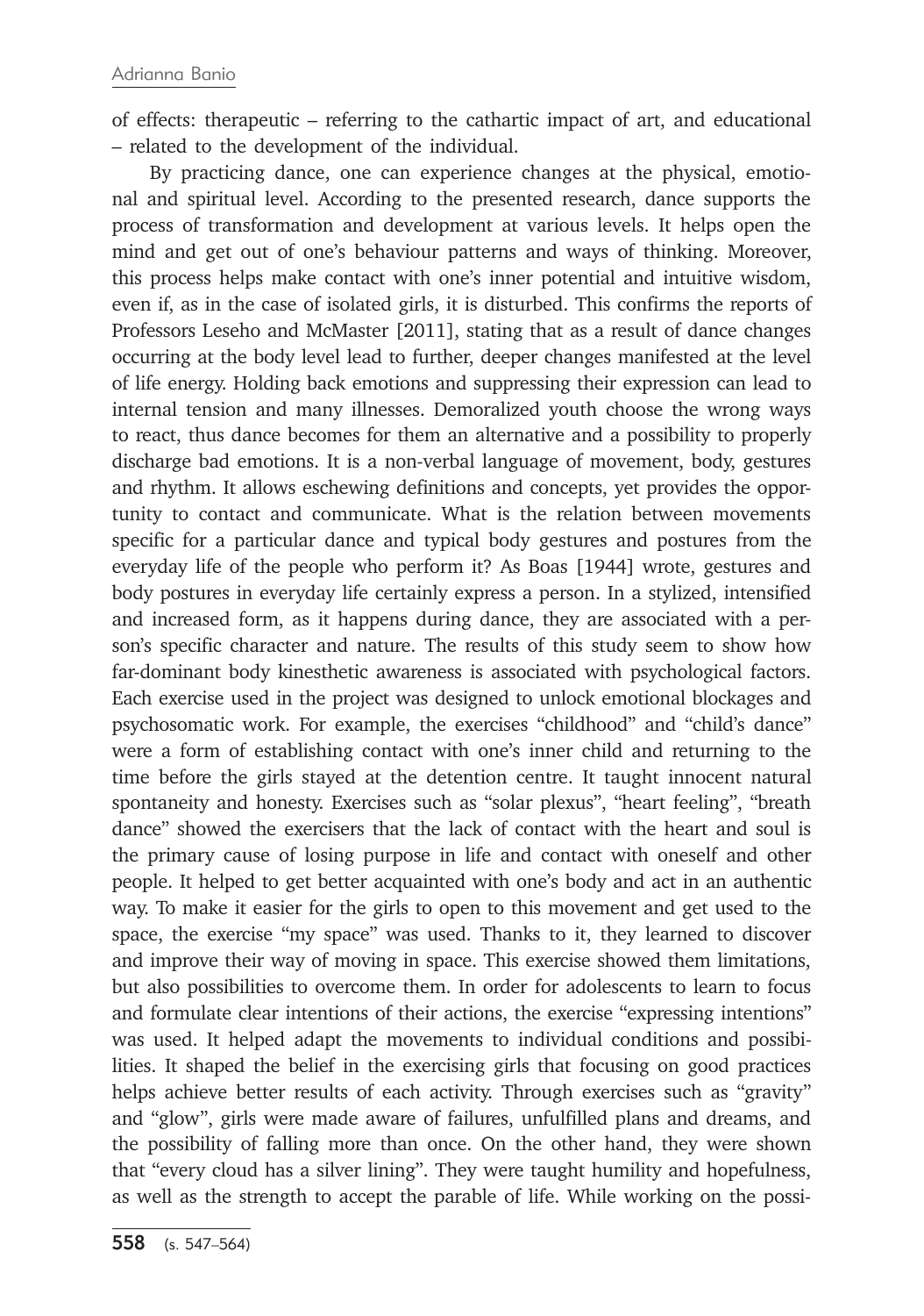of effects: therapeutic – referring to the cathartic impact of art, and educational – related to the development of the individual.

By practicing dance, one can experience changes at the physical, emotional and spiritual level. According to the presented research, dance supports the process of transformation and development at various levels. It helps open the mind and get out of one's behaviour patterns and ways of thinking. Moreover, this process helps make contact with one's inner potential and intuitive wisdom, even if, as in the case of isolated girls, it is disturbed. This confirms the reports of Professors Leseho and McMaster [2011], stating that as a result of dance changes occurring at the body level lead to further, deeper changes manifested at the level of life energy. Holding back emotions and suppressing their expression can lead to internal tension and many illnesses. Demoralized youth choose the wrong ways to react, thus dance becomes for them an alternative and a possibility to properly discharge bad emotions. It is a non-verbal language of movement, body, gestures and rhythm. It allows eschewing definitions and concepts, yet provides the opportunity to contact and communicate. What is the relation between movements specific for a particular dance and typical body gestures and postures from the everyday life of the people who perform it? As Boas [1944] wrote, gestures and body postures in everyday life certainly express a person. In a stylized, intensified and increased form, as it happens during dance, they are associated with a person's specific character and nature. The results of this study seem to show how far-dominant body kinesthetic awareness is associated with psychological factors. Each exercise used in the project was designed to unlock emotional blockages and psychosomatic work. For example, the exercises "childhood" and "child's dance" were a form of establishing contact with one's inner child and returning to the time before the girls stayed at the detention centre. It taught innocent natural spontaneity and honesty. Exercises such as "solar plexus", "heart feeling", "breath dance" showed the exercisers that the lack of contact with the heart and soul is the primary cause of losing purpose in life and contact with oneself and other people. It helped to get better acquainted with one's body and act in an authentic way. To make it easier for the girls to open to this movement and get used to the space, the exercise "my space" was used. Thanks to it, they learned to discover and improve their way of moving in space. This exercise showed them limitations, but also possibilities to overcome them. In order for adolescents to learn to focus and formulate clear intentions of their actions, the exercise "expressing intentions" was used. It helped adapt the movements to individual conditions and possibilities. It shaped the belief in the exercising girls that focusing on good practices helps achieve better results of each activity. Through exercises such as "gravity" and "glow", girls were made aware of failures, unfulfilled plans and dreams, and the possibility of falling more than once. On the other hand, they were shown that "every cloud has a silver lining". They were taught humility and hopefulness, as well as the strength to accept the parable of life. While working on the possi-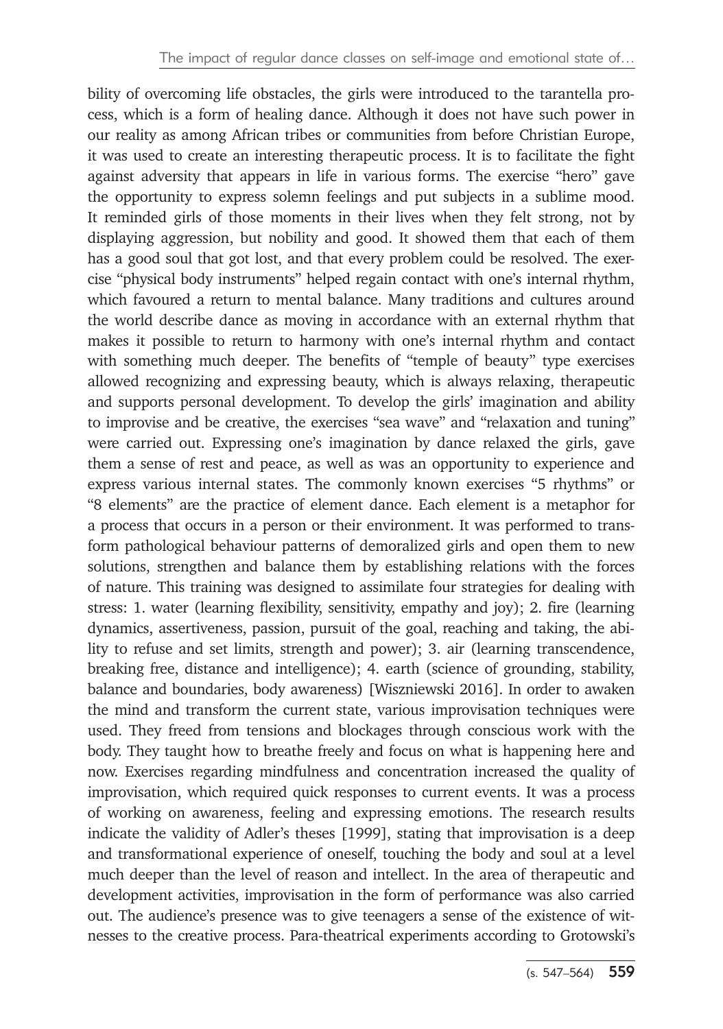bility of overcoming life obstacles, the girls were introduced to the tarantella process, which is a form of healing dance. Although it does not have such power in our reality as among African tribes or communities from before Christian Europe, it was used to create an interesting therapeutic process. It is to facilitate the fight against adversity that appears in life in various forms. The exercise "hero" gave the opportunity to express solemn feelings and put subjects in a sublime mood. It reminded girls of those moments in their lives when they felt strong, not by displaying aggression, but nobility and good. It showed them that each of them has a good soul that got lost, and that every problem could be resolved. The exercise "physical body instruments" helped regain contact with one's internal rhythm, which favoured a return to mental balance. Many traditions and cultures around the world describe dance as moving in accordance with an external rhythm that makes it possible to return to harmony with one's internal rhythm and contact with something much deeper. The benefits of "temple of beauty" type exercises allowed recognizing and expressing beauty, which is always relaxing, therapeutic and supports personal development. To develop the girls' imagination and ability to improvise and be creative, the exercises "sea wave" and "relaxation and tuning" were carried out. Expressing one's imagination by dance relaxed the girls, gave them a sense of rest and peace, as well as was an opportunity to experience and express various internal states. The commonly known exercises "5 rhythms" or "8 elements" are the practice of element dance. Each element is a metaphor for a process that occurs in a person or their environment. It was performed to transform pathological behaviour patterns of demoralized girls and open them to new solutions, strengthen and balance them by establishing relations with the forces of nature. This training was designed to assimilate four strategies for dealing with stress: 1. water (learning flexibility, sensitivity, empathy and joy); 2. fire (learning dynamics, assertiveness, passion, pursuit of the goal, reaching and taking, the ability to refuse and set limits, strength and power); 3. air (learning transcendence, breaking free, distance and intelligence); 4. earth (science of grounding, stability, balance and boundaries, body awareness) [Wiszniewski 2016]. In order to awaken the mind and transform the current state, various improvisation techniques were used. They freed from tensions and blockages through conscious work with the body. They taught how to breathe freely and focus on what is happening here and now. Exercises regarding mindfulness and concentration increased the quality of improvisation, which required quick responses to current events. It was a process of working on awareness, feeling and expressing emotions. The research results indicate the validity of Adler's theses [1999], stating that improvisation is a deep and transformational experience of oneself, touching the body and soul at a level much deeper than the level of reason and intellect. In the area of therapeutic and development activities, improvisation in the form of performance was also carried out. The audience's presence was to give teenagers a sense of the existence of witnesses to the creative process. Para-theatrical experiments according to Grotowski's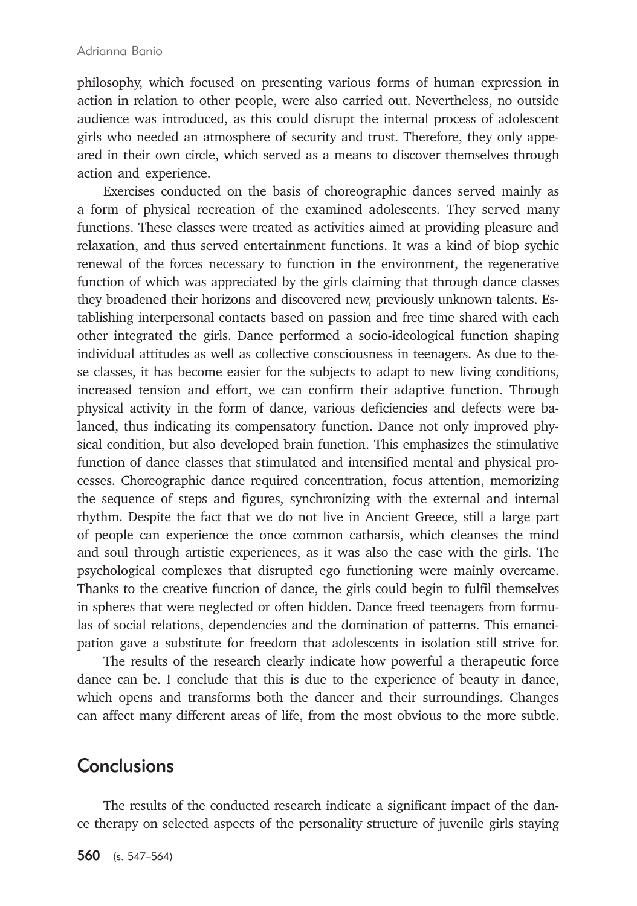philosophy, which focused on presenting various forms of human expression in action in relation to other people, were also carried out. Nevertheless, no outside audience was introduced, as this could disrupt the internal process of adolescent girls who needed an atmosphere of security and trust. Therefore, they only appeared in their own circle, which served as a means to discover themselves through action and experience.

Exercises conducted on the basis of choreographic dances served mainly as a form of physical recreation of the examined adolescents. They served many functions. These classes were treated as activities aimed at providing pleasure and relaxation, and thus served entertainment functions. It was a kind of biop sychic renewal of the forces necessary to function in the environment, the regenerative function of which was appreciated by the girls claiming that through dance classes they broadened their horizons and discovered new, previously unknown talents. Establishing interpersonal contacts based on passion and free time shared with each other integrated the girls. Dance performed a socio-ideological function shaping individual attitudes as well as collective consciousness in teenagers. As due to these classes, it has become easier for the subjects to adapt to new living conditions, increased tension and effort, we can confirm their adaptive function. Through physical activity in the form of dance, various deficiencies and defects were balanced, thus indicating its compensatory function. Dance not only improved physical condition, but also developed brain function. This emphasizes the stimulative function of dance classes that stimulated and intensified mental and physical processes. Choreographic dance required concentration, focus attention, memorizing the sequence of steps and figures, synchronizing with the external and internal rhythm. Despite the fact that we do not live in Ancient Greece, still a large part of people can experience the once common catharsis, which cleanses the mind and soul through artistic experiences, as it was also the case with the girls. The psychological complexes that disrupted ego functioning were mainly overcame. Thanks to the creative function of dance, the girls could begin to fulfil themselves in spheres that were neglected or often hidden. Dance freed teenagers from formulas of social relations, dependencies and the domination of patterns. This emancipation gave a substitute for freedom that adolescents in isolation still strive for.

The results of the research clearly indicate how powerful a therapeutic force dance can be. I conclude that this is due to the experience of beauty in dance, which opens and transforms both the dancer and their surroundings. Changes can affect many different areas of life, from the most obvious to the more subtle.

## Conclusions

The results of the conducted research indicate a significant impact of the dance therapy on selected aspects of the personality structure of juvenile girls staying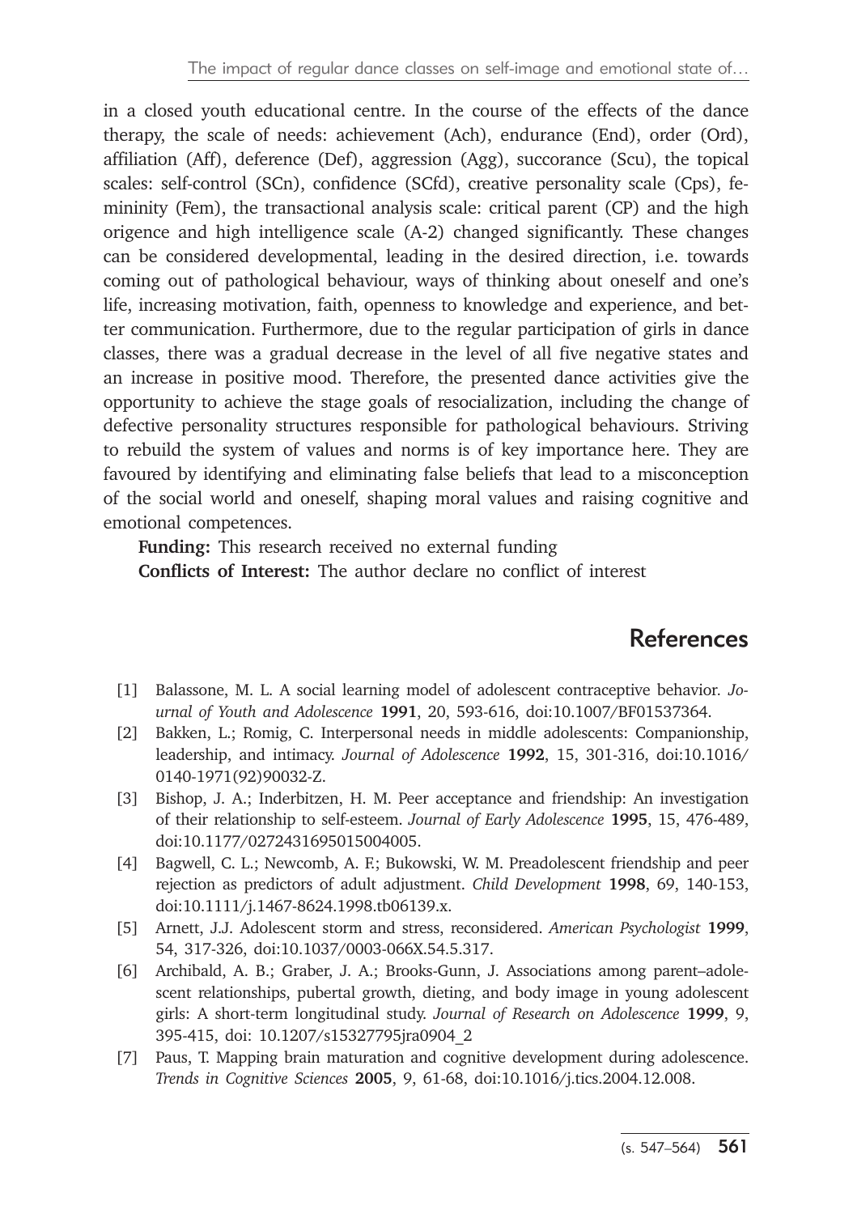in a closed youth educational centre. In the course of the effects of the dance therapy, the scale of needs: achievement (Ach), endurance (End), order (Ord), affiliation (Aff), deference (Def), aggression (Agg), succorance (Scu), the topical scales: self-control (SCn), confidence (SCfd), creative personality scale (Cps), femininity (Fem), the transactional analysis scale: critical parent (CP) and the high origence and high intelligence scale (A-2) changed significantly. These changes can be considered developmental, leading in the desired direction, i.e. towards coming out of pathological behaviour, ways of thinking about oneself and one's life, increasing motivation, faith, openness to knowledge and experience, and better communication. Furthermore, due to the regular participation of girls in dance classes, there was a gradual decrease in the level of all five negative states and an increase in positive mood. Therefore, the presented dance activities give the opportunity to achieve the stage goals of resocialization, including the change of defective personality structures responsible for pathological behaviours. Striving to rebuild the system of values and norms is of key importance here. They are favoured by identifying and eliminating false beliefs that lead to a misconception of the social world and oneself, shaping moral values and raising cognitive and emotional competences.

**Funding:** This research received no external funding

**Conflicts of Interest:** The author declare no conflict of interest

## References

[1] Balassone, M. L. A social learning model of adolescent contraceptive behavior. *Journal of Youth and Adolescence* **1991**, 20, 593-616, doi:10.1007/BF01537364.

[2] Bakken, L.; Romig, C. Interpersonal needs in middle adolescents: Companionship, leadership, and intimacy. *Journal of Adolescence* **1992**, 15, 301-316, doi:10.1016/0140-1971(92)90032-Z.

[3] Bishop, J. A.; Inderbitzen, H. M. Peer acceptance and friendship: An investigation of their relationship to self-esteem. *Journal of Early Adolescence* **1995**, 15, 476-489, doi:10.1177/0272431695015004005.

[4] Bagwell, C. L.; Newcomb, A. F.; Bukowski, W. M. Preadolescent friendship and peer rejection as predictors of adult adjustment. *Child Development* **1998**, 69, 140-153, doi:10.1111/j.1467-8624.1998.tb06139.x.

[5] Arnett, J.J. Adolescent storm and stress, reconsidered. *American Psychologist* **1999**, 54, 317-326, doi:10.1037/0003-066X.54.5.317.

[6] Archibald, A. B.; Graber, J. A.; Brooks-Gunn, J. Associations among parent–adolescent relationships, pubertal growth, dieting, and body image in young adolescent girls: A short-term longitudinal study. *Journal of Research on Adolescence* **1999**, 9, 395-415, doi: 10.1207/s15327795jra0904_2

[7] Paus, T. Mapping brain maturation and cognitive development during adolescence. *Trends in Cognitive Sciences* **2005**, 9, 61-68, doi:10.1016/j.tics.2004.12.008.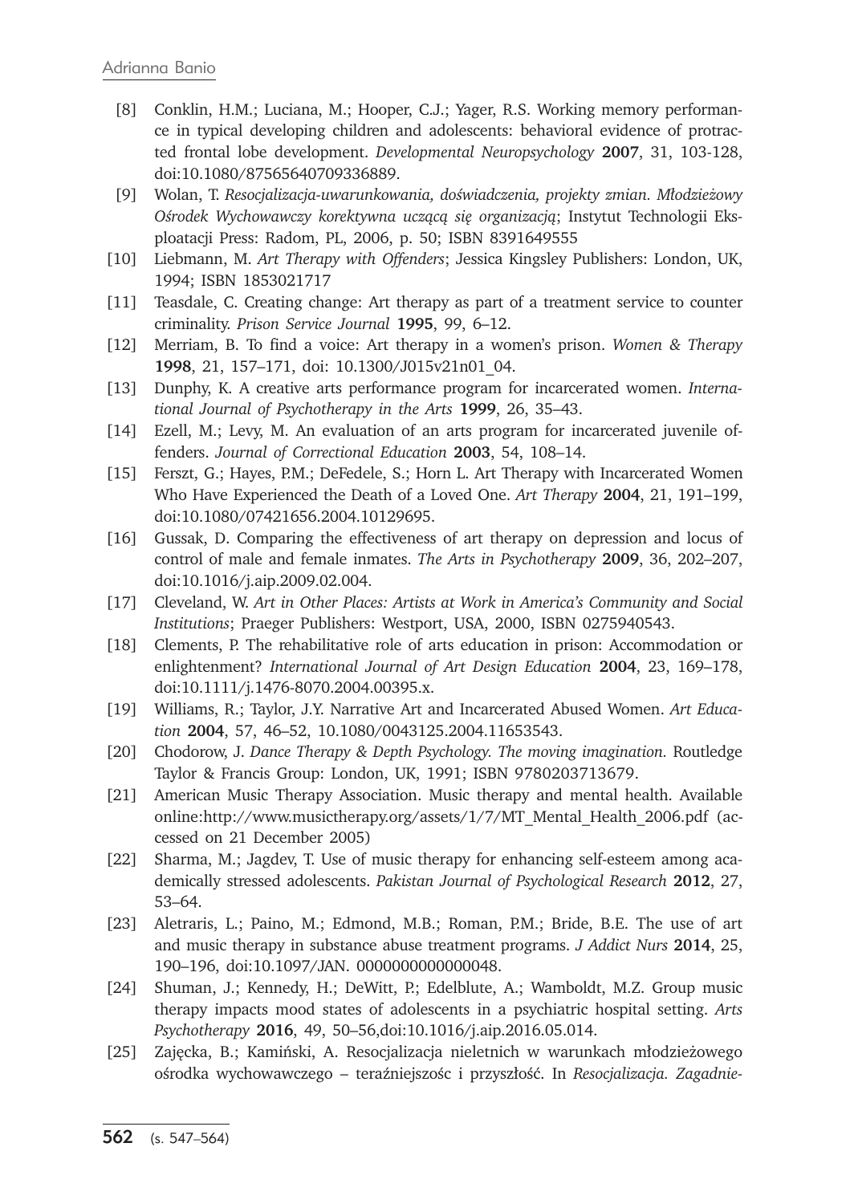[8] Conklin, H.M.; Luciana, M.; Hooper, C.J.; Yager, R.S. Working memory performance in typical developing children and adolescents: behavioral evidence of protracted frontal lobe development. *Developmental Neuropsychology* **2007**, 31, 103-128, doi:10.1080/87565640709336889.

[9] Wolan, T. *Resocjalizacja-uwarunkowania, doświadczenia, projekty zmian. Młodzieżowy Ośrodek Wychowawczy korektywna uczącą się organizacją*; Instytut Technologii Eksploatacji Press: Radom, PL, 2006, p. 50; ISBN 8391649555

[10] Liebmann, M. *Art Therapy with Offenders*; Jessica Kingsley Publishers: London, UK, 1994; ISBN 1853021717

[11] Teasdale, C. Creating change: Art therapy as part of a treatment service to counter criminality. *Prison Service Journal* **1995**, 99, 6–12.

[12] Merriam, B. To find a voice: Art therapy in a women's prison. *Women & Therapy* **1998**, 21, 157–171, doi: 10.1300/J015v21n01_04.

[13] Dunphy, K. A creative arts performance program for incarcerated women. *International Journal of Psychotherapy in the Arts* **1999**, 26, 35–43.

[14] Ezell, M.; Levy, M. An evaluation of an arts program for incarcerated juvenile offenders. *Journal of Correctional Education* **2003**, 54, 108–14.

[15] Ferszt, G.; Hayes, P.M.; DeFedele, S.; Horn L. Art Therapy with Incarcerated Women Who Have Experienced the Death of a Loved One. *Art Therapy* **2004**, 21, 191–199, doi:10.1080/07421656.2004.10129695.

[16] Gussak, D. Comparing the effectiveness of art therapy on depression and locus of control of male and female inmates. *The Arts in Psychotherapy* **2009**, 36, 202–207, doi:10.1016/j.aip.2009.02.004.

[17] Cleveland, W. *Art in Other Places: Artists at Work in America's Community and Social Institutions*; Praeger Publishers: Westport, USA, 2000, ISBN 0275940543.

[18] Clements, P. The rehabilitative role of arts education in prison: Accommodation or enlightenment? *International Journal of Art Design Education* **2004**, 23, 169–178, doi:10.1111/j.1476-8070.2004.00395.x.

[19] Williams, R.; Taylor, J.Y. Narrative Art and Incarcerated Abused Women. *Art Education* **2004**, 57, 46–52, 10.1080/0043125.2004.11653543.

[20] Chodorow, J. *Dance Therapy & Depth Psychology. The moving imagination.* Routledge Taylor & Francis Group: London, UK, 1991; ISBN 9780203713679.

[21] American Music Therapy Association. Music therapy and mental health. Available online:http://www.musictherapy.org/assets/1/7/MT_Mental_Health_2006.pdf (accessed on 21 December 2005)

[22] Sharma, M.; Jagdev, T. Use of music therapy for enhancing self-esteem among academically stressed adolescents. *Pakistan Journal of Psychological Research* **2012**, 27, 53–64.

[23] Aletraris, L.; Paino, M.; Edmond, M.B.; Roman, P.M.; Bride, B.E. The use of art and music therapy in substance abuse treatment programs. *J Addict Nurs* **2014**, 25, 190–196, doi:10.1097/JAN. 0000000000000048.

[24] Shuman, J.; Kennedy, H.; DeWitt, P.; Edelblute, A.; Wamboldt, M.Z. Group music therapy impacts mood states of adolescents in a psychiatric hospital setting. *Arts Psychotherapy* **2016**, 49, 50–56,doi:10.1016/j.aip.2016.05.014.

[25] Zajęcka, B.; Kamiński, A. Resocjalizacja nieletnich w warunkach młodzieżowego ośrodka wychowawczego – teraźniejszośc i przyszłość. In *Resocjalizacja. Zagadnie-*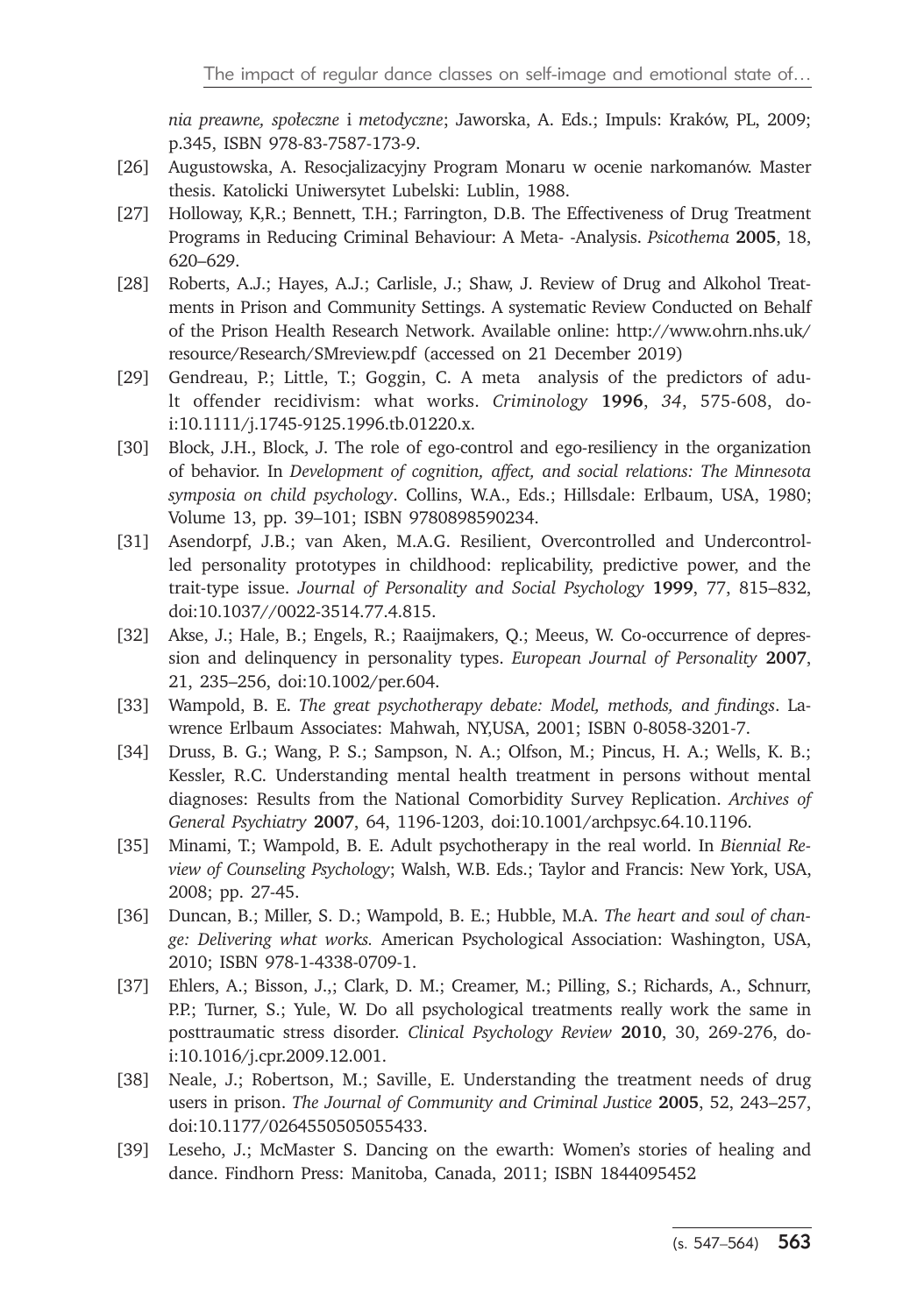*nia preawne, społeczne* i *metodyczne*; Jaworska, A. Eds.; Impuls: Kraków, PL, 2009; p.345, ISBN 978-83-7587-173-9.

[26] Augustowska, A. Resocjalizacyjny Program Monaru w ocenie narkomanów. Master thesis. Katolicki Uniwersytet Lubelski: Lublin, 1988.

[27] Holloway, K,R.; Bennett, T.H.; Farrington, D.B. The Effectiveness of Drug Treatment Programs in Reducing Criminal Behaviour: A Meta- -Analysis. *Psicothema* **2005**, 18, 620–629.

[28] Roberts, A.J.; Hayes, A.J.; Carlisle, J.; Shaw, J. Review of Drug and Alkohol Treatments in Prison and Community Settings. A systematic Review Conducted on Behalf of the Prison Health Research Network. Available online: http://www.ohrn.nhs.uk/resource/Research/SMreview.pdf (accessed on 21 December 2019)

[29] Gendreau, P.; Little, T.; Goggin, C. A meta analysis of the predictors of adult offender recidivism: what works. *Criminology* **1996**, *34*, 575-608, doi:10.1111/j.1745-9125.1996.tb.01220.x.

[30] Block, J.H., Block, J. The role of ego-control and ego-resiliency in the organization of behavior. In *Development of cognition, affect, and social relations: The Minnesota symposia on child psychology*. Collins, W.A., Eds.; Hillsdale: Erlbaum, USA, 1980; Volume 13, pp. 39–101; ISBN 9780898590234.

[31] Asendorpf, J.B.; van Aken, M.A.G. Resilient, Overcontrolled and Undercontrolled personality prototypes in childhood: replicability, predictive power, and the trait-type issue. *Journal of Personality and Social Psychology* **1999**, 77, 815–832, doi:10.1037//0022-3514.77.4.815.

[32] Akse, J.; Hale, B.; Engels, R.; Raaijmakers, Q.; Meeus, W. Co-occurrence of depression and delinquency in personality types. *European Journal of Personality* **2007**, 21, 235–256, doi:10.1002/per.604.

[33] Wampold, B. E. *The great psychotherapy debate: Model, methods, and findings*. Lawrence Erlbaum Associates: Mahwah, NY,USA, 2001; ISBN 0-8058-3201-7.

[34] Druss, B. G.; Wang, P. S.; Sampson, N. A.; Olfson, M.; Pincus, H. A.; Wells, K. B.; Kessler, R.C. Understanding mental health treatment in persons without mental diagnoses: Results from the National Comorbidity Survey Replication. *Archives of General Psychiatry* **2007**, 64, 1196-1203, doi:10.1001/archpsyc.64.10.1196.

[35] Minami, T.; Wampold, B. E. Adult psychotherapy in the real world. In *Biennial Review of Counseling Psychology*; Walsh, W.B. Eds.; Taylor and Francis: New York, USA, 2008; pp. 27-45.

[36] Duncan, B.; Miller, S. D.; Wampold, B. E.; Hubble, M.A. *The heart and soul of change: Delivering what works.* American Psychological Association: Washington, USA, 2010; ISBN 978-1-4338-0709-1.

[37] Ehlers, A.; Bisson, J.,; Clark, D. M.; Creamer, M.; Pilling, S.; Richards, A., Schnurr, P.P.; Turner, S.; Yule, W. Do all psychological treatments really work the same in posttraumatic stress disorder. *Clinical Psychology Review* **2010**, 30, 269-276, doi:10.1016/j.cpr.2009.12.001.

[38] Neale, J.; Robertson, M.; Saville, E. Understanding the treatment needs of drug users in prison. *The Journal of Community and Criminal Justice* **2005**, 52, 243–257, doi:10.1177/0264550505055433.

[39] Leseho, J.; McMaster S. Dancing on the ewarth: Women's stories of healing and dance. Findhorn Press: Manitoba, Canada, 2011; ISBN 1844095452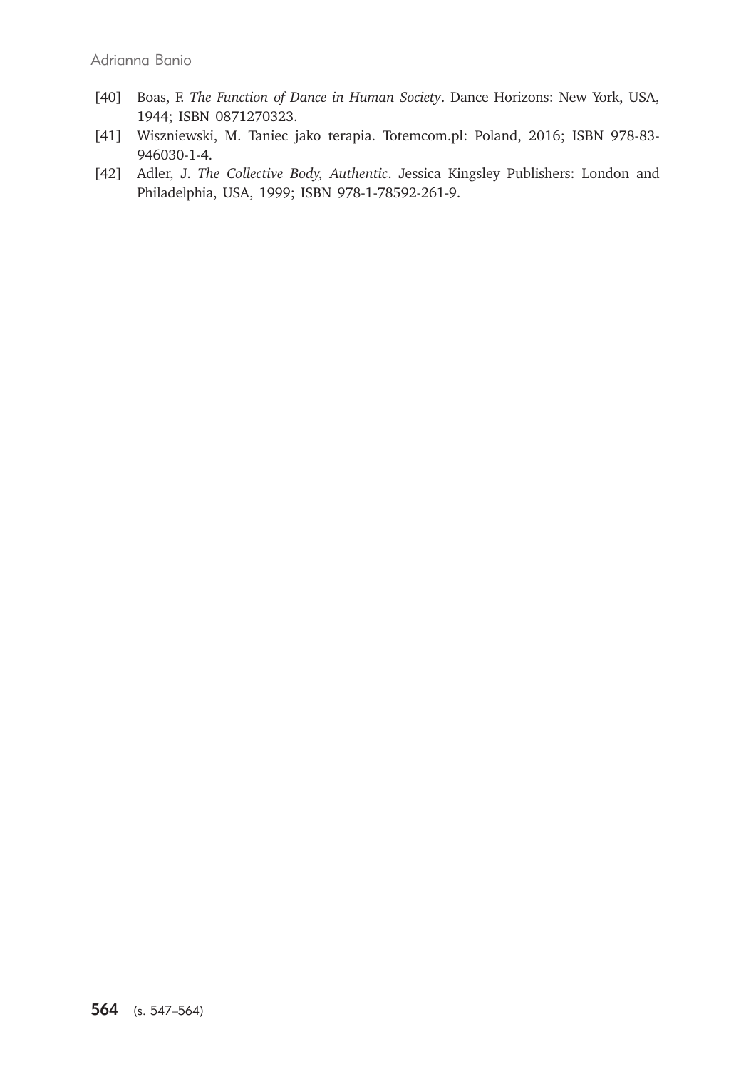[40] Boas, F. *The Function of Dance in Human Society*. Dance Horizons: New York, USA, 1944; ISBN 0871270323.

[41] Wiszniewski, M. Taniec jako terapia. Totemcom.pl: Poland, 2016; ISBN 978-83-946030-1-4.

[42] Adler, J. *The Collective Body, Authentic*. Jessica Kingsley Publishers: London and Philadelphia, USA, 1999; ISBN 978-1-78592-261-9.